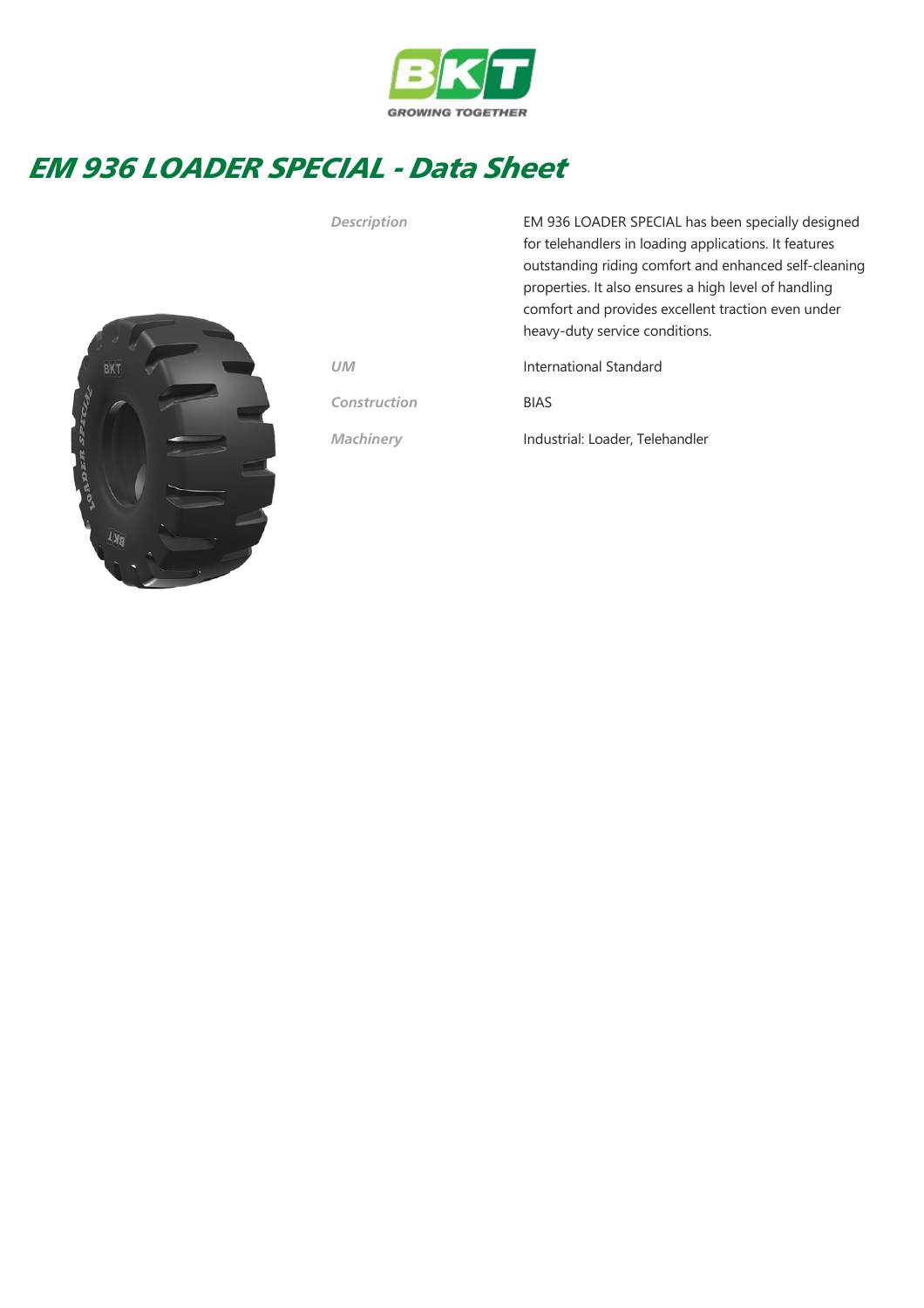# EM 936 LOADER SPECIAL - Data Sheet

| | |
|---|---|
| *Description* | EM 936 LOADER SPECIAL has been specially designed for telehandlers in loading applications. It features outstanding riding comfort and enhanced self-cleaning properties. It also ensures a high level of handling comfort and provides excellent traction even under heavy-duty service conditions. |
| *UM* | International Standard |
| *Construction* | BIAS |
| *Machinery* | Industrial: Loader, Telehandler |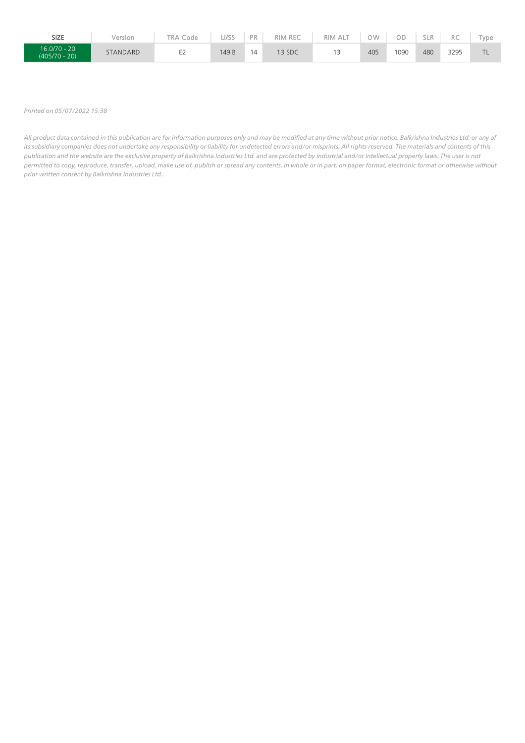| SIZE | Version | TRA Code | LI/SS | PR | RIM REC | RIM ALT | OW | OD | SLR | RC | Type |
|---|---|---|---|---|---|---|---|---|---|---|---|
| 16.0/70 - 20 (405/70 - 20) | STANDARD | E2 | 149 B | 14 | 13 SDC | 13 | 405 | 1090 | 480 | 3295 | TL |

*Printed on 05/07/2022 15:38*

*All product data contained in this publication are for information purposes only and may be modified at any time without prior notice. Balkrishna Industries Ltd. or any of its subsidiary companies does not undertake any responsibility or liability for undetected errors and/or misprints. All rights reserved. The materials and contents of this publication and the website are the exclusive property of Balkrishna Industries Ltd. and are protected by industrial and/or intellectual property laws. The user is not permitted to copy, reproduce, transfer, upload, make use of, publish or spread any contents, in whole or in part, on paper format, electronic format or otherwise without prior written consent by Balkrishna Industries Ltd..*